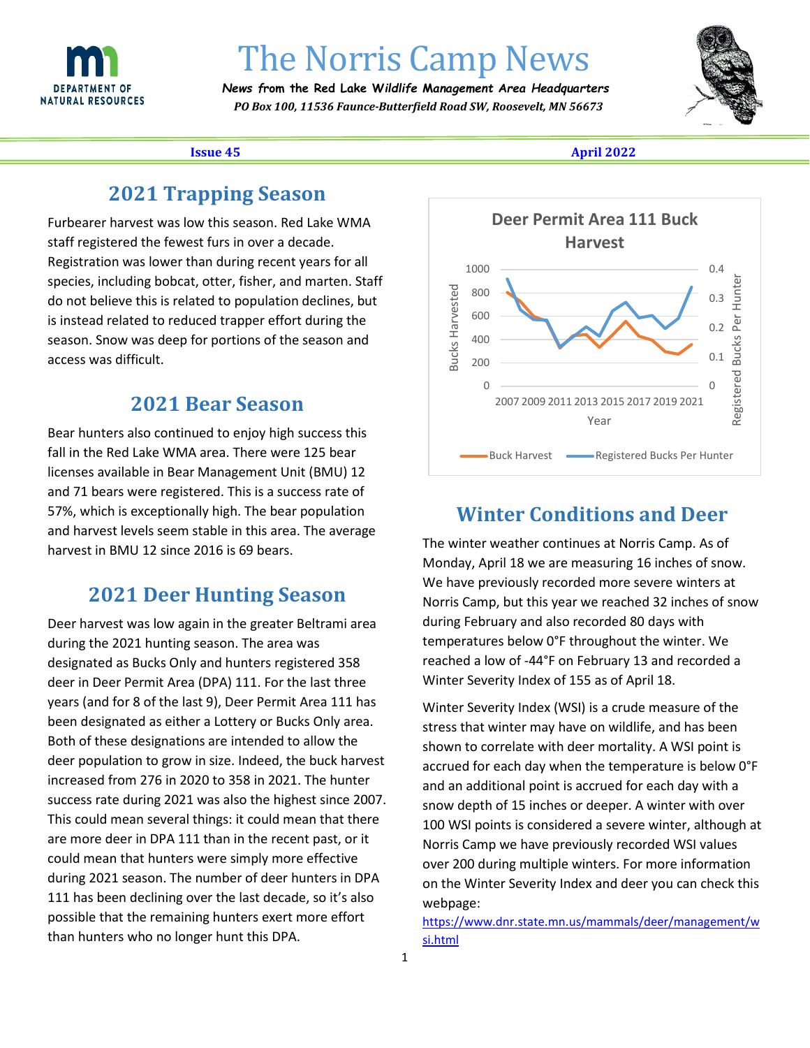# The Norris Camp News

***News from the Red Lake Wildlife Management Area Headquarters***

*PO Box 100, 11536 Faunce-Butterfield Road SW, Roosevelt, MN 56673*

**Issue 45** **April 2022**

## 2021 Trapping Season

Furbearer harvest was low this season. Red Lake WMA staff registered the fewest furs in over a decade. Registration was lower than during recent years for all species, including bobcat, otter, fisher, and marten. Staff do not believe this is related to population declines, but is instead related to reduced trapper effort during the season. Snow was deep for portions of the season and access was difficult.

## 2021 Bear Season

Bear hunters also continued to enjoy high success this fall in the Red Lake WMA area. There were 125 bear licenses available in Bear Management Unit (BMU) 12 and 71 bears were registered. This is a success rate of 57%, which is exceptionally high. The bear population and harvest levels seem stable in this area. The average harvest in BMU 12 since 2016 is 69 bears.

## 2021 Deer Hunting Season

Deer harvest was low again in the greater Beltrami area during the 2021 hunting season. The area was designated as Bucks Only and hunters registered 358 deer in Deer Permit Area (DPA) 111. For the last three years (and for 8 of the last 9), Deer Permit Area 111 has been designated as either a Lottery or Bucks Only area. Both of these designations are intended to allow the deer population to grow in size. Indeed, the buck harvest increased from 276 in 2020 to 358 in 2021. The hunter success rate during 2021 was also the highest since 2007. This could mean several things: it could mean that there are more deer in DPA 111 than in the recent past, or it could mean that hunters were simply more effective during 2021 season. The number of deer hunters in DPA 111 has been declining over the last decade, so it's also possible that the remaining hunters exert more effort than hunters who no longer hunt this DPA.

**Deer Permit Area 111 Buck Harvest**

(Chart: Bucks Harvested (0–1000) and Registered Bucks Per Hunter (0–0.4) by Year, 2007–2021. Legend: Buck Harvest; Registered Bucks Per Hunter)

## Winter Conditions and Deer

The winter weather continues at Norris Camp. As of Monday, April 18 we are measuring 16 inches of snow. We have previously recorded more severe winters at Norris Camp, but this year we reached 32 inches of snow during February and also recorded 80 days with temperatures below 0°F throughout the winter. We reached a low of -44°F on February 13 and recorded a Winter Severity Index of 155 as of April 18.

Winter Severity Index (WSI) is a crude measure of the stress that winter may have on wildlife, and has been shown to correlate with deer mortality. A WSI point is accrued for each day when the temperature is below 0°F and an additional point is accrued for each day with a snow depth of 15 inches or deeper. A winter with over 100 WSI points is considered a severe winter, although at Norris Camp we have previously recorded WSI values over 200 during multiple winters. For more information on the Winter Severity Index and deer you can check this webpage: https://www.dnr.state.mn.us/mammals/deer/management/wsi.html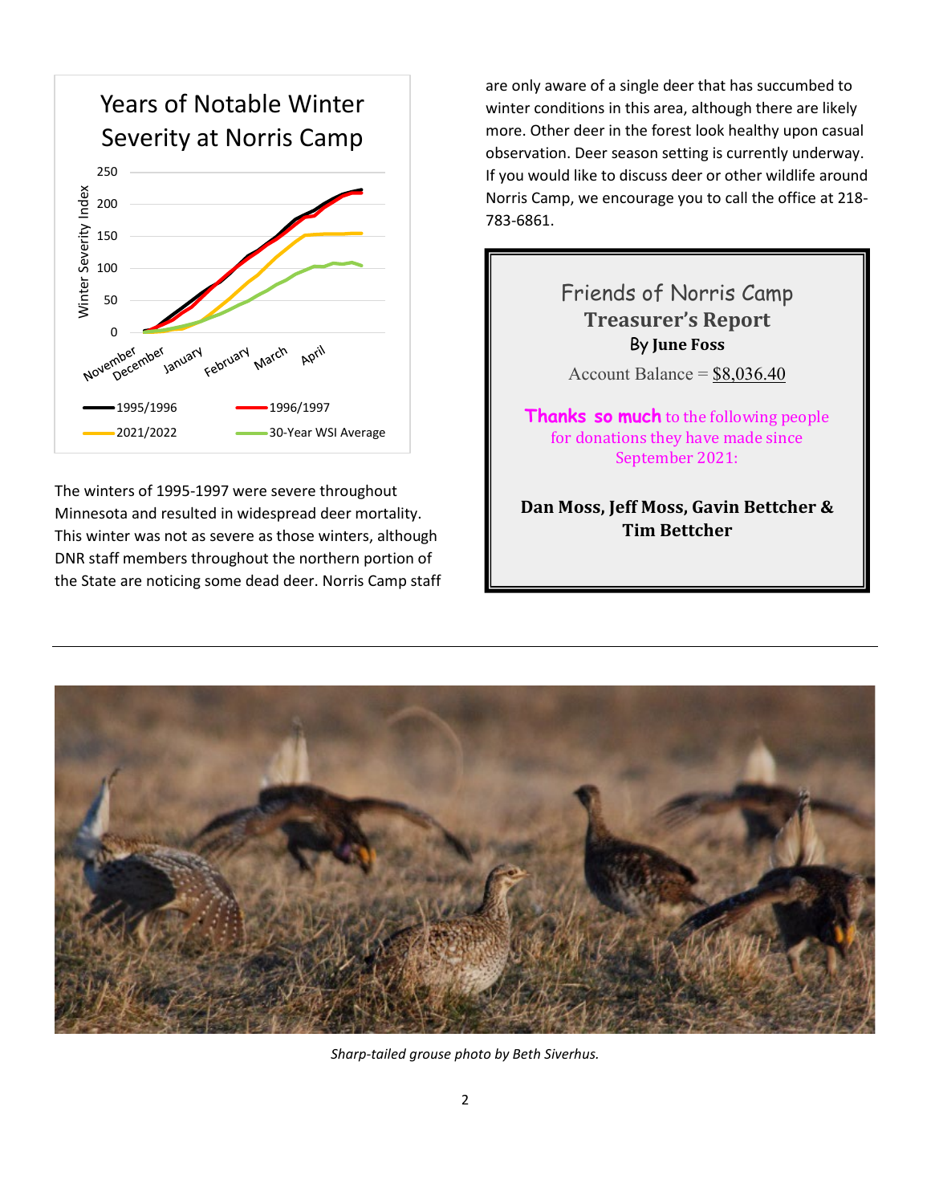## Years of Notable Winter Severity at Norris Camp

The winters of 1995-1997 were severe throughout Minnesota and resulted in widespread deer mortality. This winter was not as severe as those winters, although DNR staff members throughout the northern portion of the State are noticing some dead deer. Norris Camp staff are only aware of a single deer that has succumbed to winter conditions in this area, although there are likely more. Other deer in the forest look healthy upon casual observation. Deer season setting is currently underway. If you would like to discuss deer or other wildlife around Norris Camp, we encourage you to call the office at 218-783-6861.

---

### Friends of Norris Camp
### Treasurer's Report
**By June Foss**

Account Balance = $8,036.40

**Thanks so much** to the following people for donations they have made since September 2021:

**Dan Moss, Jeff Moss, Gavin Bettcher & Tim Bettcher**

---

*Sharp-tailed grouse photo by Beth Siverhus.*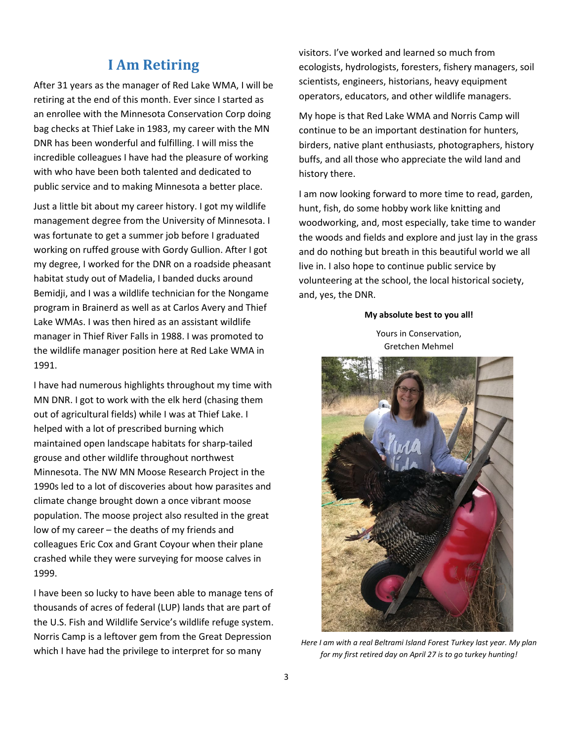## I Am Retiring

After 31 years as the manager of Red Lake WMA, I will be retiring at the end of this month. Ever since I started as an enrollee with the Minnesota Conservation Corp doing bag checks at Thief Lake in 1983, my career with the MN DNR has been wonderful and fulfilling. I will miss the incredible colleagues I have had the pleasure of working with who have been both talented and dedicated to public service and to making Minnesota a better place.

Just a little bit about my career history. I got my wildlife management degree from the University of Minnesota. I was fortunate to get a summer job before I graduated working on ruffed grouse with Gordy Gullion. After I got my degree, I worked for the DNR on a roadside pheasant habitat study out of Madelia, I banded ducks around Bemidji, and I was a wildlife technician for the Nongame program in Brainerd as well as at Carlos Avery and Thief Lake WMAs. I was then hired as an assistant wildlife manager in Thief River Falls in 1988. I was promoted to the wildlife manager position here at Red Lake WMA in 1991.

I have had numerous highlights throughout my time with MN DNR. I got to work with the elk herd (chasing them out of agricultural fields) while I was at Thief Lake. I helped with a lot of prescribed burning which maintained open landscape habitats for sharp-tailed grouse and other wildlife throughout northwest Minnesota. The NW MN Moose Research Project in the 1990s led to a lot of discoveries about how parasites and climate change brought down a once vibrant moose population. The moose project also resulted in the great low of my career – the deaths of my friends and colleagues Eric Cox and Grant Coyour when their plane crashed while they were surveying for moose calves in 1999.

I have been so lucky to have been able to manage tens of thousands of acres of federal (LUP) lands that are part of the U.S. Fish and Wildlife Service's wildlife refuge system. Norris Camp is a leftover gem from the Great Depression which I have had the privilege to interpret for so many visitors. I've worked and learned so much from ecologists, hydrologists, foresters, fishery managers, soil scientists, engineers, historians, heavy equipment operators, educators, and other wildlife managers.

My hope is that Red Lake WMA and Norris Camp will continue to be an important destination for hunters, birders, native plant enthusiasts, photographers, history buffs, and all those who appreciate the wild land and history there.

I am now looking forward to more time to read, garden, hunt, fish, do some hobby work like knitting and woodworking, and, most especially, take time to wander the woods and fields and explore and just lay in the grass and do nothing but breath in this beautiful world we all live in. I also hope to continue public service by volunteering at the school, the local historical society, and, yes, the DNR.

**My absolute best to you all!**

Yours in Conservation,
Gretchen Mehmel

*Here I am with a real Beltrami Island Forest Turkey last year. My plan for my first retired day on April 27 is to go turkey hunting!*